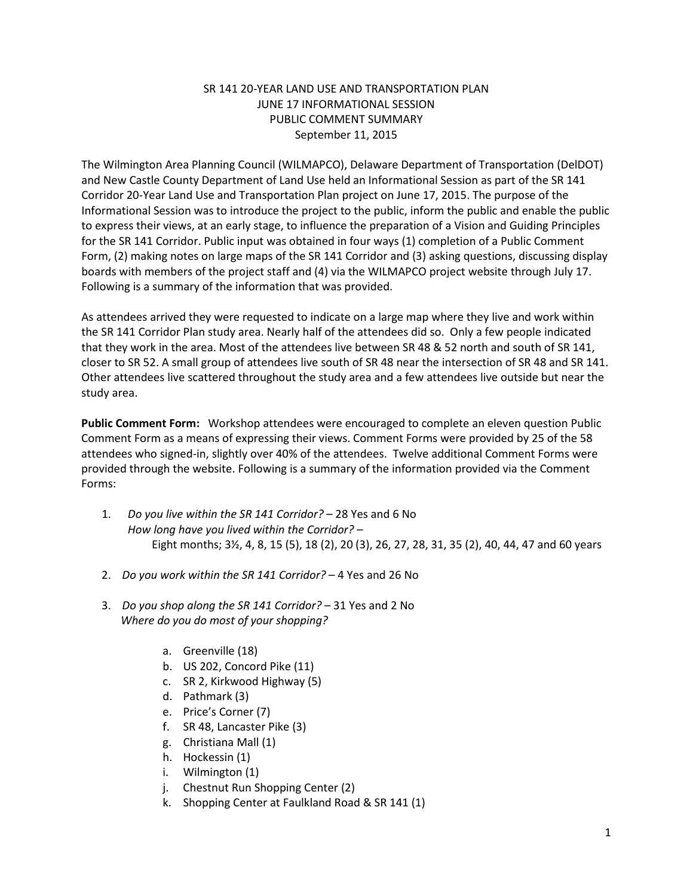SR 141 20-YEAR LAND USE AND TRANSPORTATION PLAN
JUNE 17 INFORMATIONAL SESSION
PUBLIC COMMENT SUMMARY
September 11, 2015

The Wilmington Area Planning Council (WILMAPCO), Delaware Department of Transportation (DelDOT) and New Castle County Department of Land Use held an Informational Session as part of the SR 141 Corridor 20-Year Land Use and Transportation Plan project on June 17, 2015. The purpose of the Informational Session was to introduce the project to the public, inform the public and enable the public to express their views, at an early stage, to influence the preparation of a Vision and Guiding Principles for the SR 141 Corridor. Public input was obtained in four ways (1) completion of a Public Comment Form, (2) making notes on large maps of the SR 141 Corridor and (3) asking questions, discussing display boards with members of the project staff and (4) via the WILMAPCO project website through July 17. Following is a summary of the information that was provided.

As attendees arrived they were requested to indicate on a large map where they live and work within the SR 141 Corridor Plan study area. Nearly half of the attendees did so. Only a few people indicated that they work in the area. Most of the attendees live between SR 48 & 52 north and south of SR 141, closer to SR 52. A small group of attendees live south of SR 48 near the intersection of SR 48 and SR 141. Other attendees live scattered throughout the study area and a few attendees live outside but near the study area.

**Public Comment Form:** Workshop attendees were encouraged to complete an eleven question Public Comment Form as a means of expressing their views. Comment Forms were provided by 25 of the 58 attendees who signed-in, slightly over 40% of the attendees. Twelve additional Comment Forms were provided through the website. Following is a summary of the information provided via the Comment Forms:

1. *Do you live within the SR 141 Corridor?* – 28 Yes and 6 No
   *How long have you lived within the Corridor?* –
   Eight months; 3½, 4, 8, 15 (5), 18 (2), 20 (3), 26, 27, 28, 31, 35 (2), 40, 44, 47 and 60 years

2. *Do you work within the SR 141 Corridor?* – 4 Yes and 26 No

3. *Do you shop along the SR 141 Corridor?* – 31 Yes and 2 No
   *Where do you do most of your shopping?*

   a. Greenville (18)
   b. US 202, Concord Pike (11)
   c. SR 2, Kirkwood Highway (5)
   d. Pathmark (3)
   e. Price's Corner (7)
   f. SR 48, Lancaster Pike (3)
   g. Christiana Mall (1)
   h. Hockessin (1)
   i. Wilmington (1)
   j. Chestnut Run Shopping Center (2)
   k. Shopping Center at Faulkland Road & SR 141 (1)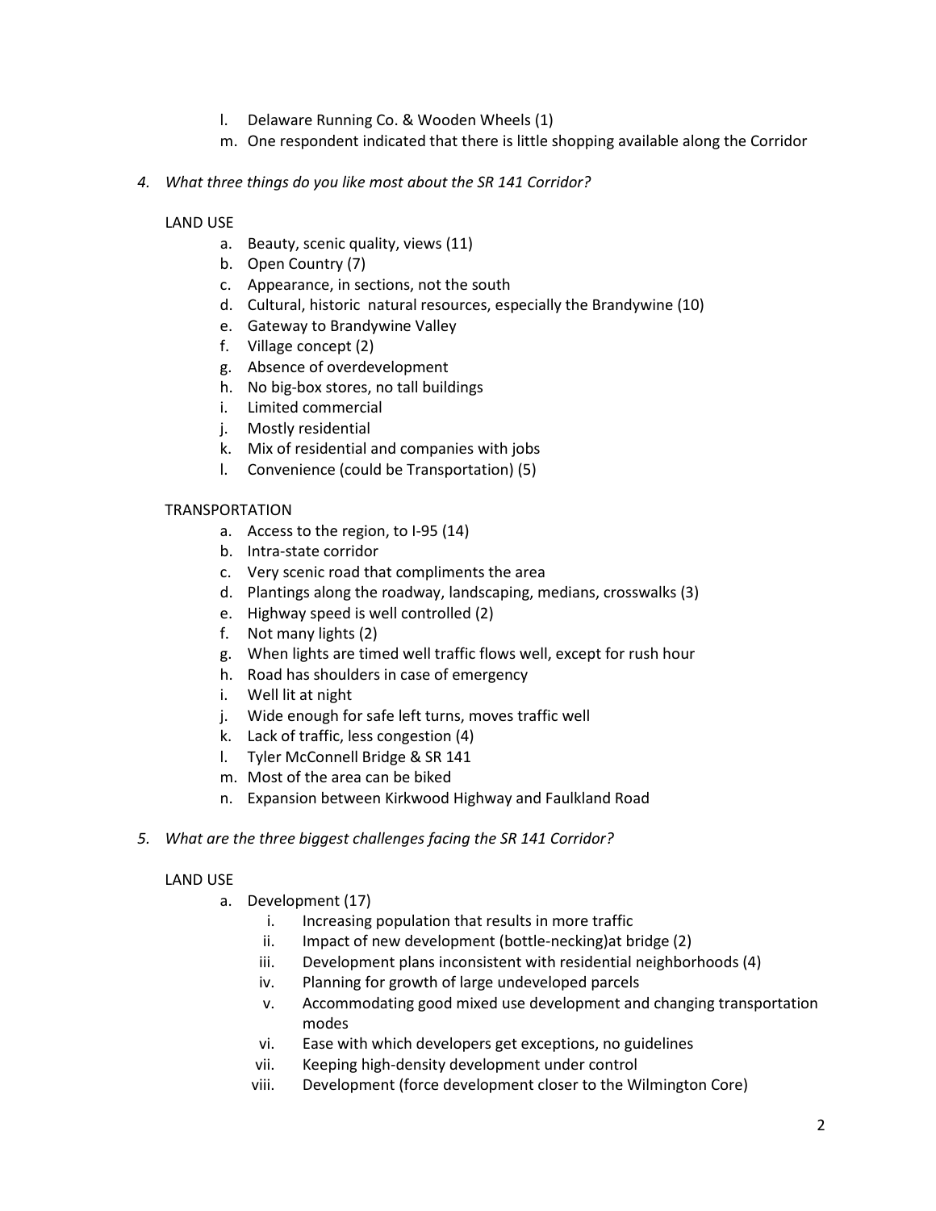l. Delaware Running Co. & Wooden Wheels (1)
m. One respondent indicated that there is little shopping available along the Corridor

4. *What three things do you like most about the SR 141 Corridor?*

LAND USE

a. Beauty, scenic quality, views (11)
b. Open Country (7)
c. Appearance, in sections, not the south
d. Cultural, historic natural resources, especially the Brandywine (10)
e. Gateway to Brandywine Valley
f. Village concept (2)
g. Absence of overdevelopment
h. No big-box stores, no tall buildings
i. Limited commercial
j. Mostly residential
k. Mix of residential and companies with jobs
l. Convenience (could be Transportation) (5)

TRANSPORTATION

a. Access to the region, to I-95 (14)
b. Intra-state corridor
c. Very scenic road that compliments the area
d. Plantings along the roadway, landscaping, medians, crosswalks (3)
e. Highway speed is well controlled (2)
f. Not many lights (2)
g. When lights are timed well traffic flows well, except for rush hour
h. Road has shoulders in case of emergency
i. Well lit at night
j. Wide enough for safe left turns, moves traffic well
k. Lack of traffic, less congestion (4)
l. Tyler McConnell Bridge & SR 141
m. Most of the area can be biked
n. Expansion between Kirkwood Highway and Faulkland Road

5. *What are the three biggest challenges facing the SR 141 Corridor?*

LAND USE

a. Development (17)
   i. Increasing population that results in more traffic
   ii. Impact of new development (bottle-necking)at bridge (2)
   iii. Development plans inconsistent with residential neighborhoods (4)
   iv. Planning for growth of large undeveloped parcels
   v. Accommodating good mixed use development and changing transportation modes
   vi. Ease with which developers get exceptions, no guidelines
   vii. Keeping high-density development under control
   viii. Development (force development closer to the Wilmington Core)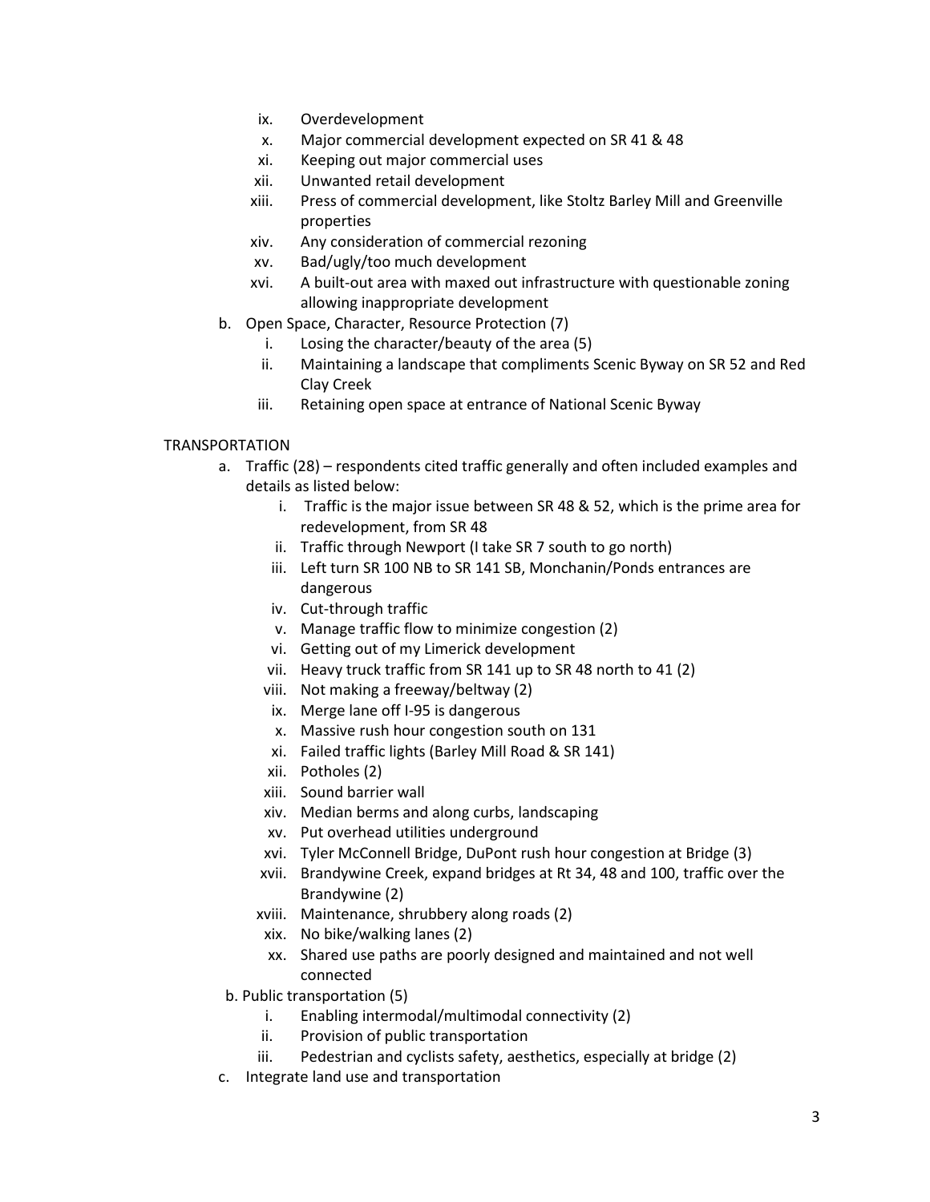ix. Overdevelopment
x. Major commercial development expected on SR 41 & 48
xi. Keeping out major commercial uses
xii. Unwanted retail development
xiii. Press of commercial development, like Stoltz Barley Mill and Greenville properties
xiv. Any consideration of commercial rezoning
xv. Bad/ugly/too much development
xvi. A built-out area with maxed out infrastructure with questionable zoning allowing inappropriate development

b. Open Space, Character, Resource Protection (7)
   i. Losing the character/beauty of the area (5)
   ii. Maintaining a landscape that compliments Scenic Byway on SR 52 and Red Clay Creek
   iii. Retaining open space at entrance of National Scenic Byway

TRANSPORTATION

a. Traffic (28) – respondents cited traffic generally and often included examples and details as listed below:
   i. Traffic is the major issue between SR 48 & 52, which is the prime area for redevelopment, from SR 48
   ii. Traffic through Newport (I take SR 7 south to go north)
   iii. Left turn SR 100 NB to SR 141 SB, Monchanin/Ponds entrances are dangerous
   iv. Cut-through traffic
   v. Manage traffic flow to minimize congestion (2)
   vi. Getting out of my Limerick development
   vii. Heavy truck traffic from SR 141 up to SR 48 north to 41 (2)
   viii. Not making a freeway/beltway (2)
   ix. Merge lane off I-95 is dangerous
   x. Massive rush hour congestion south on 131
   xi. Failed traffic lights (Barley Mill Road & SR 141)
   xii. Potholes (2)
   xiii. Sound barrier wall
   xiv. Median berms and along curbs, landscaping
   xv. Put overhead utilities underground
   xvi. Tyler McConnell Bridge, DuPont rush hour congestion at Bridge (3)
   xvii. Brandywine Creek, expand bridges at Rt 34, 48 and 100, traffic over the Brandywine (2)
   xviii. Maintenance, shrubbery along roads (2)
   xix. No bike/walking lanes (2)
   xx. Shared use paths are poorly designed and maintained and not well connected

b. Public transportation (5)
   i. Enabling intermodal/multimodal connectivity (2)
   ii. Provision of public transportation
   iii. Pedestrian and cyclists safety, aesthetics, especially at bridge (2)

c. Integrate land use and transportation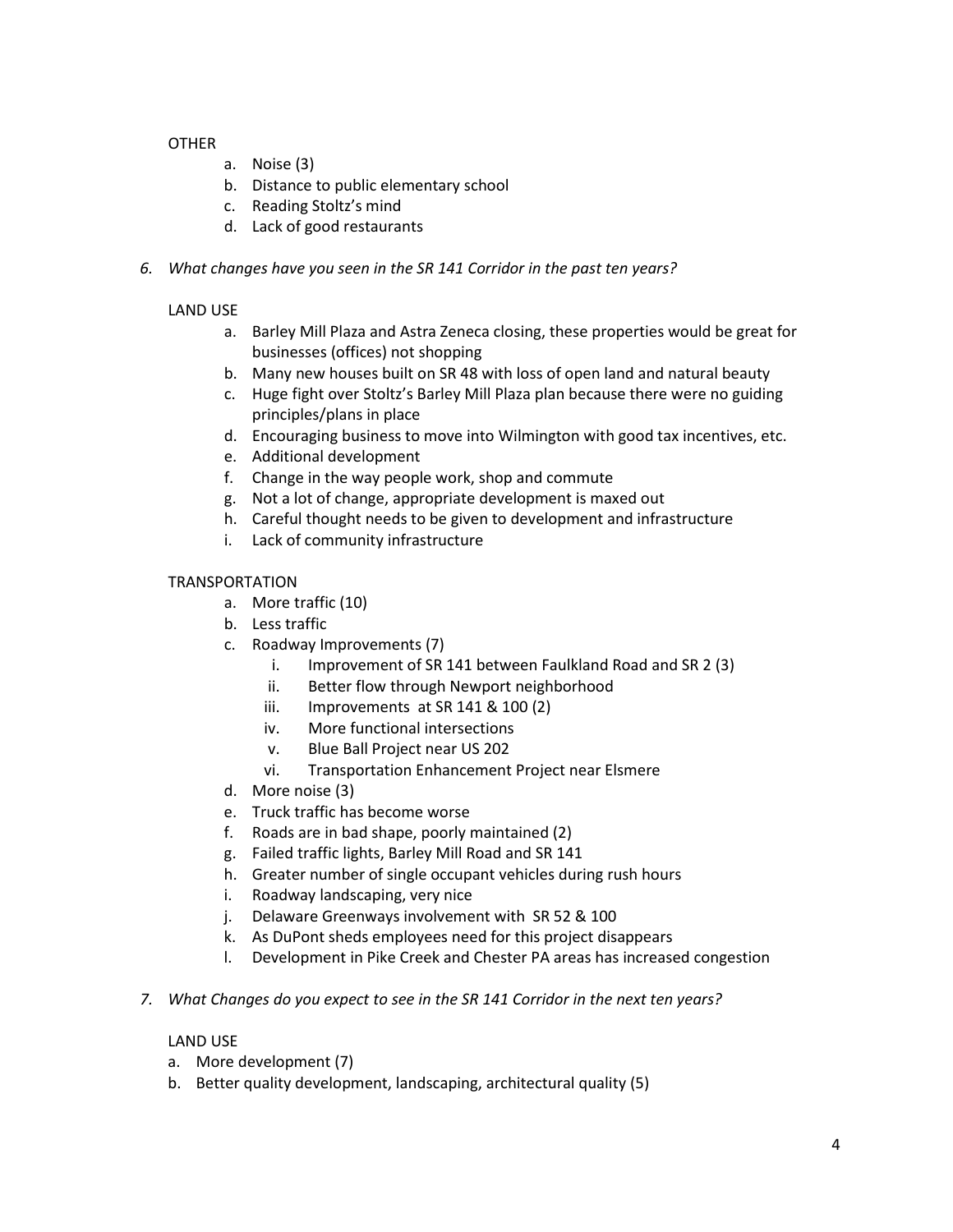OTHER

a. Noise (3)
b. Distance to public elementary school
c. Reading Stoltz's mind
d. Lack of good restaurants

*6. What changes have you seen in the SR 141 Corridor in the past ten years?*

LAND USE

a. Barley Mill Plaza and Astra Zeneca closing, these properties would be great for businesses (offices) not shopping
b. Many new houses built on SR 48 with loss of open land and natural beauty
c. Huge fight over Stoltz's Barley Mill Plaza plan because there were no guiding principles/plans in place
d. Encouraging business to move into Wilmington with good tax incentives, etc.
e. Additional development
f. Change in the way people work, shop and commute
g. Not a lot of change, appropriate development is maxed out
h. Careful thought needs to be given to development and infrastructure
i. Lack of community infrastructure

TRANSPORTATION

a. More traffic (10)
b. Less traffic
c. Roadway Improvements (7)
    i. Improvement of SR 141 between Faulkland Road and SR 2 (3)
    ii. Better flow through Newport neighborhood
    iii. Improvements at SR 141 & 100 (2)
    iv. More functional intersections
    v. Blue Ball Project near US 202
    vi. Transportation Enhancement Project near Elsmere
d. More noise (3)
e. Truck traffic has become worse
f. Roads are in bad shape, poorly maintained (2)
g. Failed traffic lights, Barley Mill Road and SR 141
h. Greater number of single occupant vehicles during rush hours
i. Roadway landscaping, very nice
j. Delaware Greenways involvement with SR 52 & 100
k. As DuPont sheds employees need for this project disappears
l. Development in Pike Creek and Chester PA areas has increased congestion

*7. What Changes do you expect to see in the SR 141 Corridor in the next ten years?*

LAND USE

a. More development (7)
b. Better quality development, landscaping, architectural quality (5)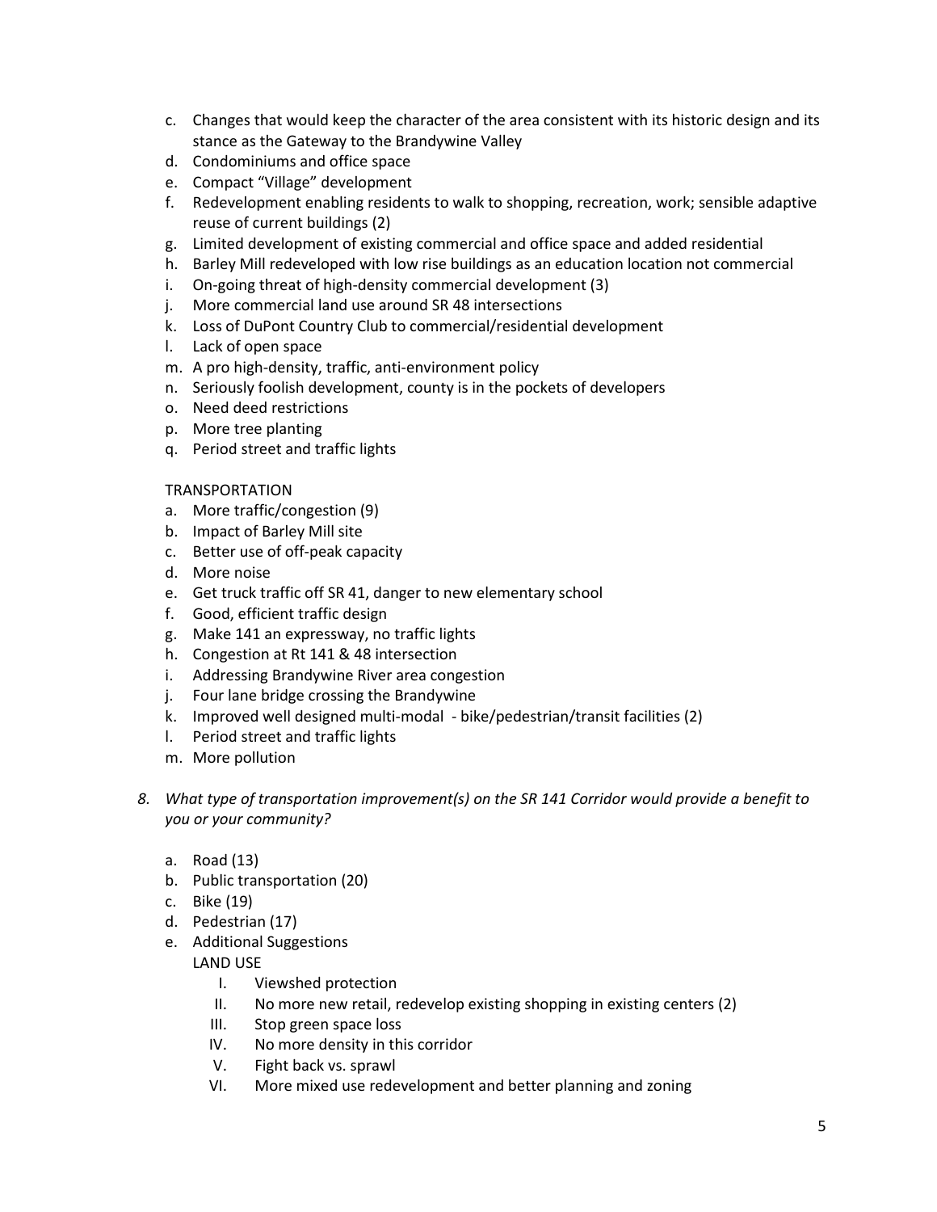c. Changes that would keep the character of the area consistent with its historic design and its stance as the Gateway to the Brandywine Valley
d. Condominiums and office space
e. Compact "Village" development
f. Redevelopment enabling residents to walk to shopping, recreation, work; sensible adaptive reuse of current buildings (2)
g. Limited development of existing commercial and office space and added residential
h. Barley Mill redeveloped with low rise buildings as an education location not commercial
i. On-going threat of high-density commercial development (3)
j. More commercial land use around SR 48 intersections
k. Loss of DuPont Country Club to commercial/residential development
l. Lack of open space
m. A pro high-density, traffic, anti-environment policy
n. Seriously foolish development, county is in the pockets of developers
o. Need deed restrictions
p. More tree planting
q. Period street and traffic lights

TRANSPORTATION

a. More traffic/congestion (9)
b. Impact of Barley Mill site
c. Better use of off-peak capacity
d. More noise
e. Get truck traffic off SR 41, danger to new elementary school
f. Good, efficient traffic design
g. Make 141 an expressway, no traffic lights
h. Congestion at Rt 141 & 48 intersection
i. Addressing Brandywine River area congestion
j. Four lane bridge crossing the Brandywine
k. Improved well designed multi-modal - bike/pedestrian/transit facilities (2)
l. Period street and traffic lights
m. More pollution

8. *What type of transportation improvement(s) on the SR 141 Corridor would provide a benefit to you or your community?*

   a. Road (13)
   b. Public transportation (20)
   c. Bike (19)
   d. Pedestrian (17)
   e. Additional Suggestions

      LAND USE

      I. Viewshed protection
      II. No more new retail, redevelop existing shopping in existing centers (2)
      III. Stop green space loss
      IV. No more density in this corridor
      V. Fight back vs. sprawl
      VI. More mixed use redevelopment and better planning and zoning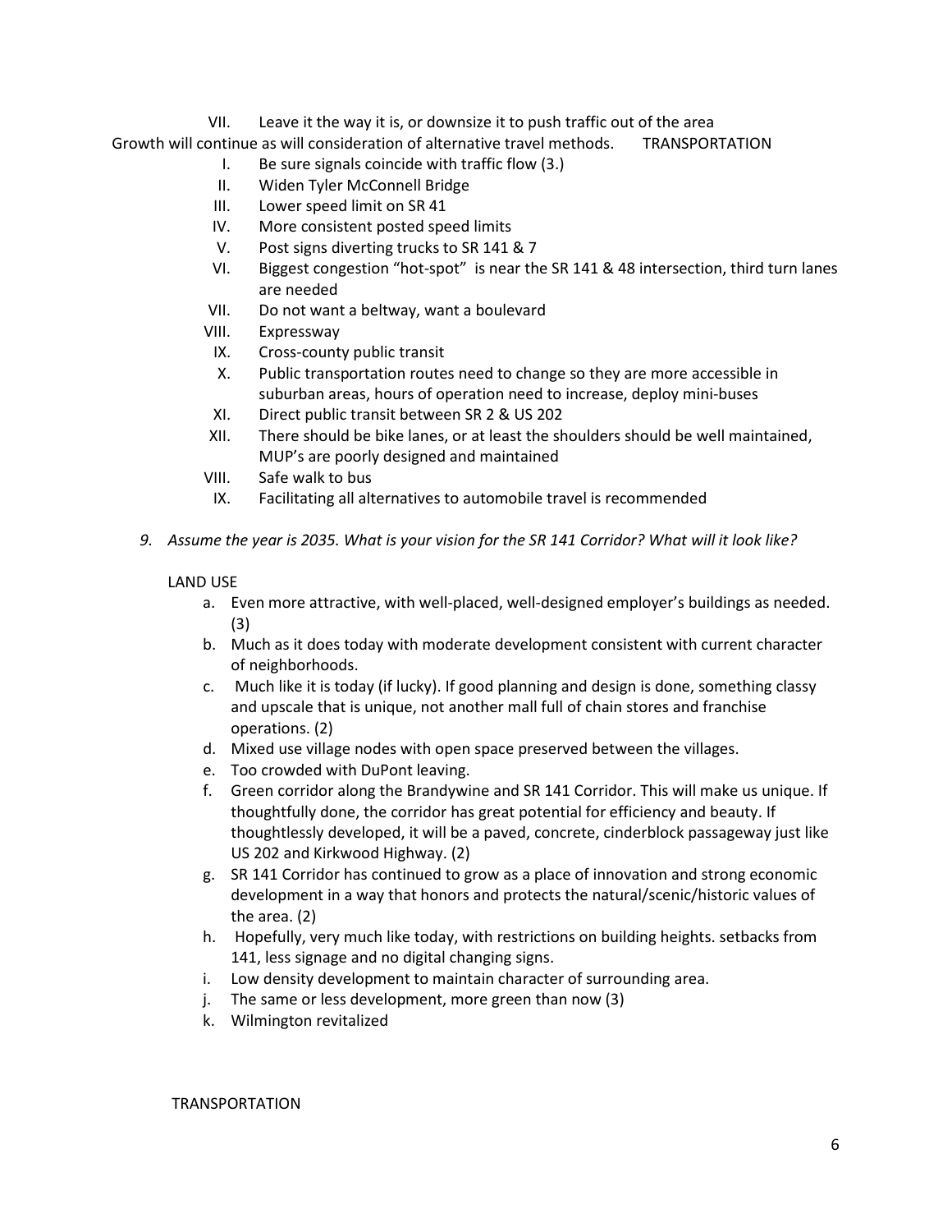VII. Leave it the way it is, or downsize it to push traffic out of the area

Growth will continue as will consideration of alternative travel methods. TRANSPORTATION

I. Be sure signals coincide with traffic flow (3.)
II. Widen Tyler McConnell Bridge
III. Lower speed limit on SR 41
IV. More consistent posted speed limits
V. Post signs diverting trucks to SR 141 & 7
VI. Biggest congestion "hot-spot" is near the SR 141 & 48 intersection, third turn lanes are needed
VII. Do not want a beltway, want a boulevard
VIII. Expressway
IX. Cross-county public transit
X. Public transportation routes need to change so they are more accessible in suburban areas, hours of operation need to increase, deploy mini-buses
XI. Direct public transit between SR 2 & US 202
XII. There should be bike lanes, or at least the shoulders should be well maintained, MUP's are poorly designed and maintained
VIII. Safe walk to bus
IX. Facilitating all alternatives to automobile travel is recommended

*9. Assume the year is 2035. What is your vision for the SR 141 Corridor? What will it look like?*

LAND USE

a. Even more attractive, with well-placed, well-designed employer's buildings as needed. (3)
b. Much as it does today with moderate development consistent with current character of neighborhoods.
c. Much like it is today (if lucky). If good planning and design is done, something classy and upscale that is unique, not another mall full of chain stores and franchise operations. (2)
d. Mixed use village nodes with open space preserved between the villages.
e. Too crowded with DuPont leaving.
f. Green corridor along the Brandywine and SR 141 Corridor. This will make us unique. If thoughtfully done, the corridor has great potential for efficiency and beauty. If thoughtlessly developed, it will be a paved, concrete, cinderblock passageway just like US 202 and Kirkwood Highway. (2)
g. SR 141 Corridor has continued to grow as a place of innovation and strong economic development in a way that honors and protects the natural/scenic/historic values of the area. (2)
h. Hopefully, very much like today, with restrictions on building heights. setbacks from 141, less signage and no digital changing signs.
i. Low density development to maintain character of surrounding area.
j. The same or less development, more green than now (3)
k. Wilmington revitalized

TRANSPORTATION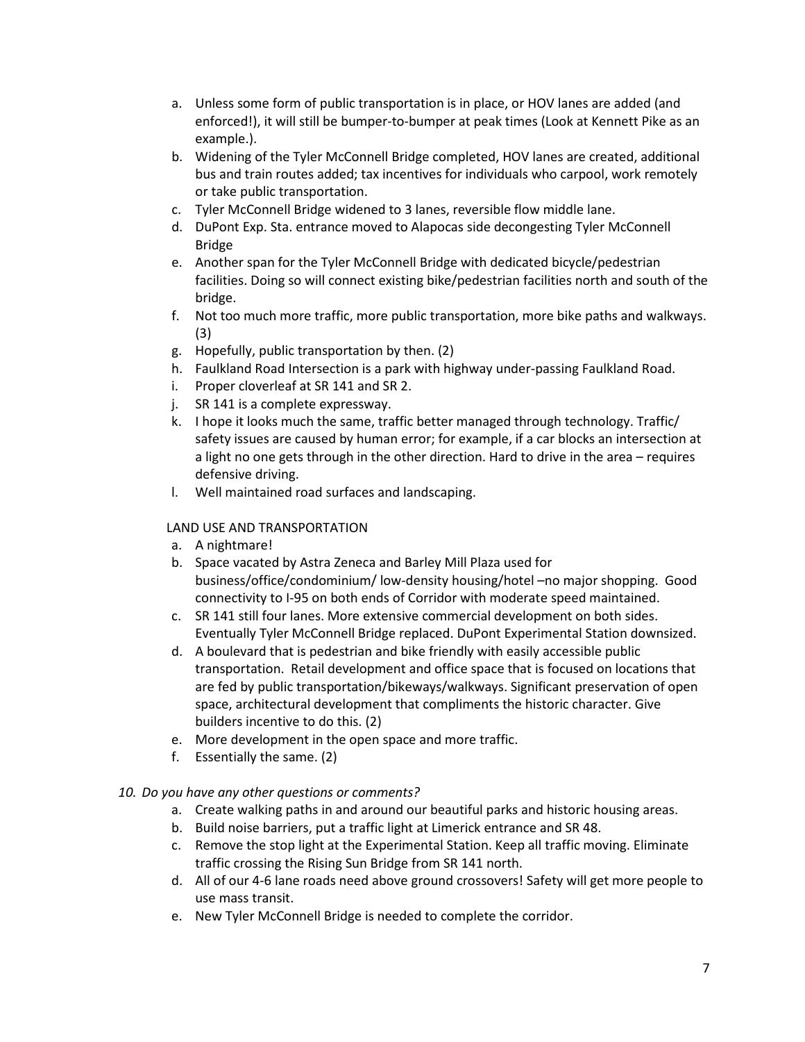a. Unless some form of public transportation is in place, or HOV lanes are added (and enforced!), it will still be bumper-to-bumper at peak times (Look at Kennett Pike as an example.).
b. Widening of the Tyler McConnell Bridge completed, HOV lanes are created, additional bus and train routes added; tax incentives for individuals who carpool, work remotely or take public transportation.
c. Tyler McConnell Bridge widened to 3 lanes, reversible flow middle lane.
d. DuPont Exp. Sta. entrance moved to Alapocas side decongesting Tyler McConnell Bridge
e. Another span for the Tyler McConnell Bridge with dedicated bicycle/pedestrian facilities. Doing so will connect existing bike/pedestrian facilities north and south of the bridge.
f. Not too much more traffic, more public transportation, more bike paths and walkways. (3)
g. Hopefully, public transportation by then. (2)
h. Faulkland Road Intersection is a park with highway under-passing Faulkland Road.
i. Proper cloverleaf at SR 141 and SR 2.
j. SR 141 is a complete expressway.
k. I hope it looks much the same, traffic better managed through technology. Traffic/ safety issues are caused by human error; for example, if a car blocks an intersection at a light no one gets through in the other direction. Hard to drive in the area – requires defensive driving.
l. Well maintained road surfaces and landscaping.

LAND USE AND TRANSPORTATION

a. A nightmare!
b. Space vacated by Astra Zeneca and Barley Mill Plaza used for business/office/condominium/ low-density housing/hotel –no major shopping. Good connectivity to I-95 on both ends of Corridor with moderate speed maintained.
c. SR 141 still four lanes. More extensive commercial development on both sides. Eventually Tyler McConnell Bridge replaced. DuPont Experimental Station downsized.
d. A boulevard that is pedestrian and bike friendly with easily accessible public transportation. Retail development and office space that is focused on locations that are fed by public transportation/bikeways/walkways. Significant preservation of open space, architectural development that compliments the historic character. Give builders incentive to do this. (2)
e. More development in the open space and more traffic.
f. Essentially the same. (2)

*10. Do you have any other questions or comments?*

a. Create walking paths in and around our beautiful parks and historic housing areas.
b. Build noise barriers, put a traffic light at Limerick entrance and SR 48.
c. Remove the stop light at the Experimental Station. Keep all traffic moving. Eliminate traffic crossing the Rising Sun Bridge from SR 141 north.
d. All of our 4-6 lane roads need above ground crossovers! Safety will get more people to use mass transit.
e. New Tyler McConnell Bridge is needed to complete the corridor.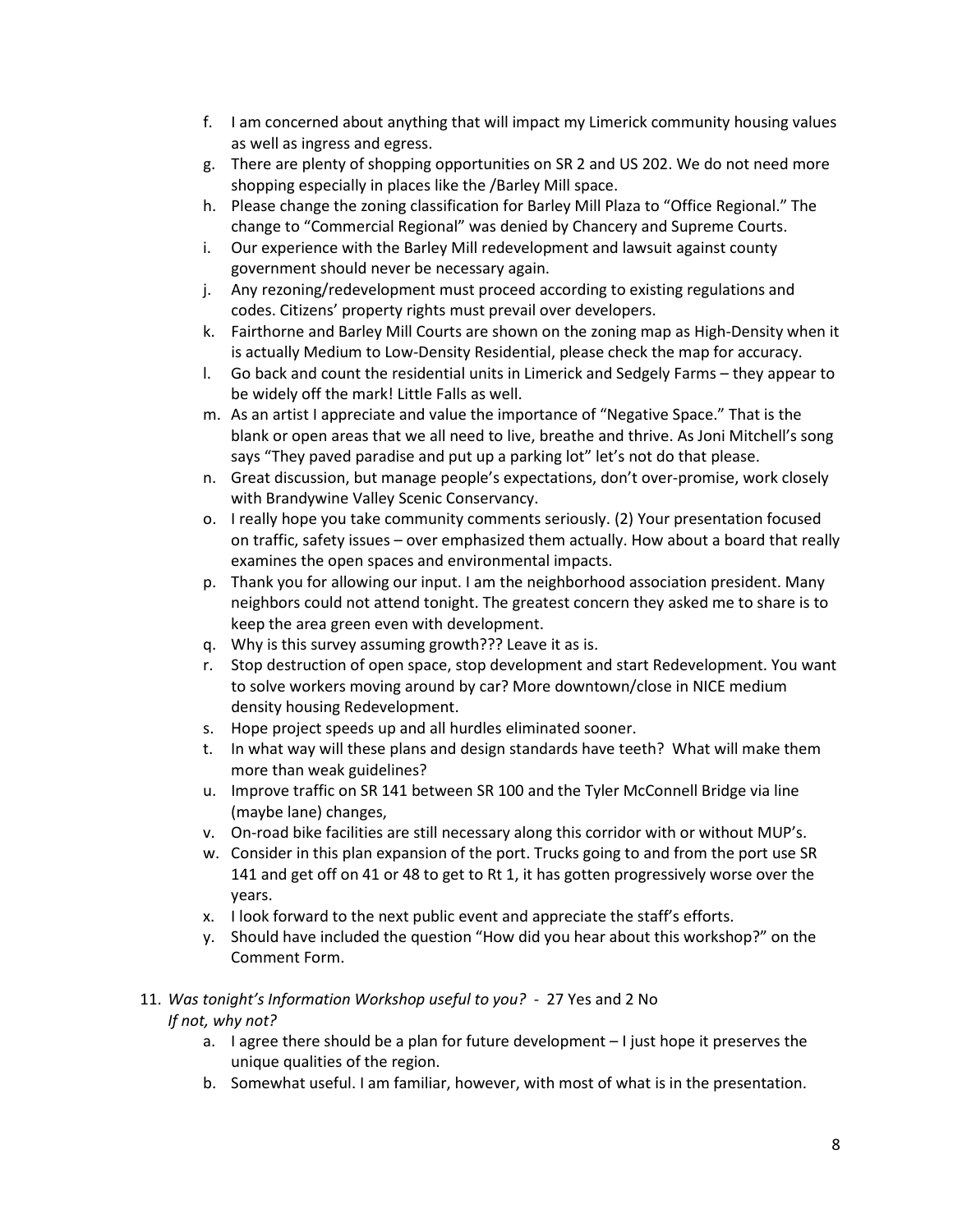f. I am concerned about anything that will impact my Limerick community housing values as well as ingress and egress.
g. There are plenty of shopping opportunities on SR 2 and US 202. We do not need more shopping especially in places like the /Barley Mill space.
h. Please change the zoning classification for Barley Mill Plaza to "Office Regional." The change to "Commercial Regional" was denied by Chancery and Supreme Courts.
i. Our experience with the Barley Mill redevelopment and lawsuit against county government should never be necessary again.
j. Any rezoning/redevelopment must proceed according to existing regulations and codes. Citizens' property rights must prevail over developers.
k. Fairthorne and Barley Mill Courts are shown on the zoning map as High-Density when it is actually Medium to Low-Density Residential, please check the map for accuracy.
l. Go back and count the residential units in Limerick and Sedgely Farms – they appear to be widely off the mark! Little Falls as well.
m. As an artist I appreciate and value the importance of "Negative Space." That is the blank or open areas that we all need to live, breathe and thrive. As Joni Mitchell's song says "They paved paradise and put up a parking lot" let's not do that please.
n. Great discussion, but manage people's expectations, don't over-promise, work closely with Brandywine Valley Scenic Conservancy.
o. I really hope you take community comments seriously. (2) Your presentation focused on traffic, safety issues – over emphasized them actually. How about a board that really examines the open spaces and environmental impacts.
p. Thank you for allowing our input. I am the neighborhood association president. Many neighbors could not attend tonight. The greatest concern they asked me to share is to keep the area green even with development.
q. Why is this survey assuming growth??? Leave it as is.
r. Stop destruction of open space, stop development and start Redevelopment. You want to solve workers moving around by car? More downtown/close in NICE medium density housing Redevelopment.
s. Hope project speeds up and all hurdles eliminated sooner.
t. In what way will these plans and design standards have teeth? What will make them more than weak guidelines?
u. Improve traffic on SR 141 between SR 100 and the Tyler McConnell Bridge via line (maybe lane) changes,
v. On-road bike facilities are still necessary along this corridor with or without MUP's.
w. Consider in this plan expansion of the port. Trucks going to and from the port use SR 141 and get off on 41 or 48 to get to Rt 1, it has gotten progressively worse over the years.
x. I look forward to the next public event and appreciate the staff's efforts.
y. Should have included the question "How did you hear about this workshop?" on the Comment Form.

11. *Was tonight's Information Workshop useful to you?* - 27 Yes and 2 No
    *If not, why not?*
    a. I agree there should be a plan for future development – I just hope it preserves the unique qualities of the region.
    b. Somewhat useful. I am familiar, however, with most of what is in the presentation.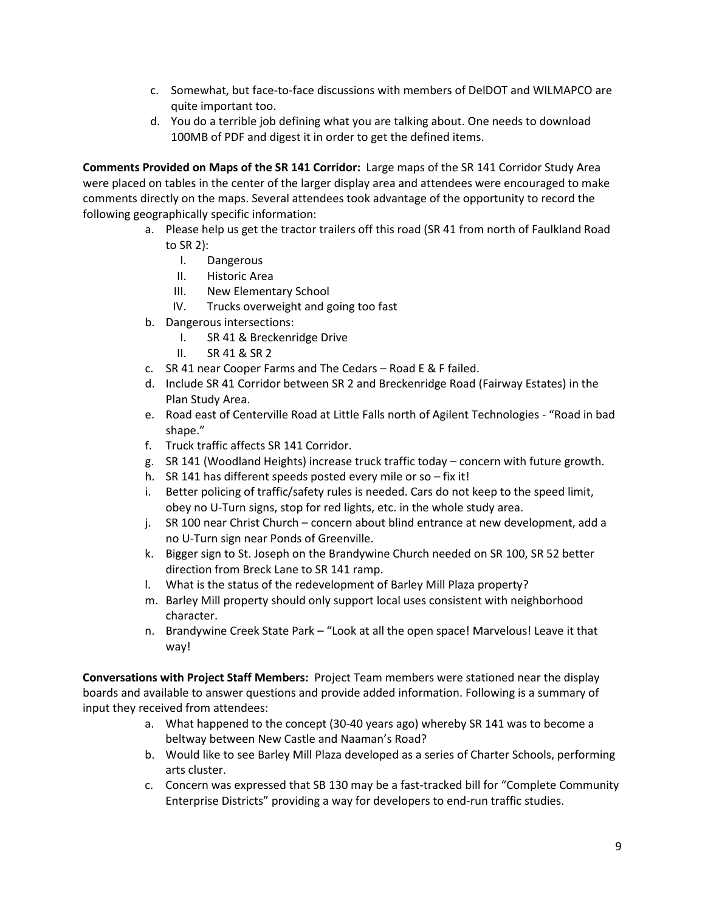c. Somewhat, but face-to-face discussions with members of DelDOT and WILMAPCO are quite important too.
d. You do a terrible job defining what you are talking about. One needs to download 100MB of PDF and digest it in order to get the defined items.

**Comments Provided on Maps of the SR 141 Corridor:** Large maps of the SR 141 Corridor Study Area were placed on tables in the center of the larger display area and attendees were encouraged to make comments directly on the maps. Several attendees took advantage of the opportunity to record the following geographically specific information:

a. Please help us get the tractor trailers off this road (SR 41 from north of Faulkland Road to SR 2):
   I. Dangerous
   II. Historic Area
   III. New Elementary School
   IV. Trucks overweight and going too fast
b. Dangerous intersections:
   I. SR 41 & Breckenridge Drive
   II. SR 41 & SR 2
c. SR 41 near Cooper Farms and The Cedars – Road E & F failed.
d. Include SR 41 Corridor between SR 2 and Breckenridge Road (Fairway Estates) in the Plan Study Area.
e. Road east of Centerville Road at Little Falls north of Agilent Technologies - "Road in bad shape."
f. Truck traffic affects SR 141 Corridor.
g. SR 141 (Woodland Heights) increase truck traffic today – concern with future growth.
h. SR 141 has different speeds posted every mile or so – fix it!
i. Better policing of traffic/safety rules is needed. Cars do not keep to the speed limit, obey no U-Turn signs, stop for red lights, etc. in the whole study area.
j. SR 100 near Christ Church – concern about blind entrance at new development, add a no U-Turn sign near Ponds of Greenville.
k. Bigger sign to St. Joseph on the Brandywine Church needed on SR 100, SR 52 better direction from Breck Lane to SR 141 ramp.
l. What is the status of the redevelopment of Barley Mill Plaza property?
m. Barley Mill property should only support local uses consistent with neighborhood character.
n. Brandywine Creek State Park – "Look at all the open space! Marvelous! Leave it that way!

**Conversations with Project Staff Members:** Project Team members were stationed near the display boards and available to answer questions and provide added information. Following is a summary of input they received from attendees:

a. What happened to the concept (30-40 years ago) whereby SR 141 was to become a beltway between New Castle and Naaman's Road?
b. Would like to see Barley Mill Plaza developed as a series of Charter Schools, performing arts cluster.
c. Concern was expressed that SB 130 may be a fast-tracked bill for "Complete Community Enterprise Districts" providing a way for developers to end-run traffic studies.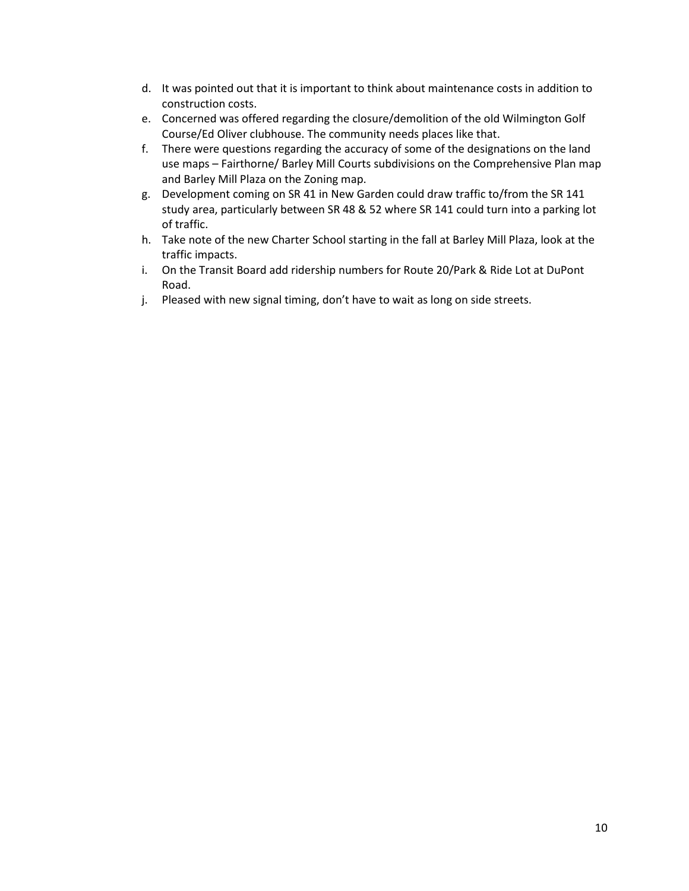d. It was pointed out that it is important to think about maintenance costs in addition to construction costs.
e. Concerned was offered regarding the closure/demolition of the old Wilmington Golf Course/Ed Oliver clubhouse. The community needs places like that.
f. There were questions regarding the accuracy of some of the designations on the land use maps – Fairthorne/ Barley Mill Courts subdivisions on the Comprehensive Plan map and Barley Mill Plaza on the Zoning map.
g. Development coming on SR 41 in New Garden could draw traffic to/from the SR 141 study area, particularly between SR 48 & 52 where SR 141 could turn into a parking lot of traffic.
h. Take note of the new Charter School starting in the fall at Barley Mill Plaza, look at the traffic impacts.
i. On the Transit Board add ridership numbers for Route 20/Park & Ride Lot at DuPont Road.
j. Pleased with new signal timing, don't have to wait as long on side streets.